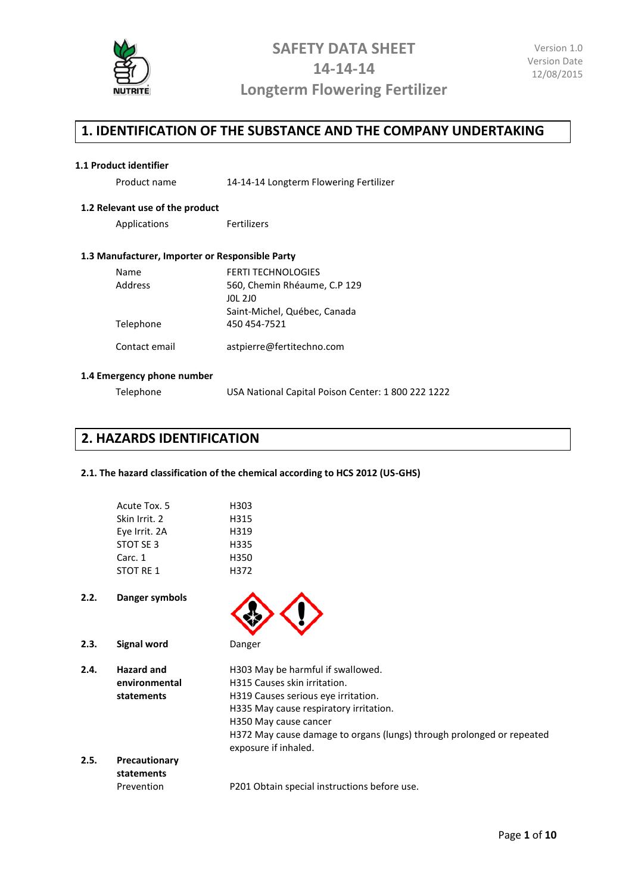# SAFETY DATA SHEET
# 14-14-14
# Longterm Flowering Fertilizer

Version 1.0
Version Date
12/08/2015

## 1. IDENTIFICATION OF THE SUBSTANCE AND THE COMPANY UNDERTAKING

### 1.1 Product identifier

| | |
|---|---|
| Product name | 14-14-14 Longterm Flowering Fertilizer |

### 1.2 Relevant use of the product

| | |
|---|---|
| Applications | Fertilizers |

### 1.3 Manufacturer, Importer or Responsible Party

| | |
|---|---|
| Name | FERTI TECHNOLOGIES |
| Address | 560, Chemin Rhéaume, C.P 129<br>J0L 2J0<br>Saint-Michel, Québec, Canada |
| Telephone | 450 454-7521 |
| Contact email | astpierre@fertitechno.com |

### 1.4 Emergency phone number

| | |
|---|---|
| Telephone | USA National Capital Poison Center: 1 800 222 1222 |

## 2. HAZARDS IDENTIFICATION

### 2.1. The hazard classification of the chemical according to HCS 2012 (US-GHS)

| | |
|---|---|
| Acute Tox. 5 | H303 |
| Skin Irrit. 2 | H315 |
| Eye Irrit. 2A | H319 |
| STOT SE 3 | H335 |
| Carc. 1 | H350 |
| STOT RE 1 | H372 |

**2.2. Danger symbols**

**2.3. Signal word** Danger

**2.4. Hazard and environmental statements**

H303 May be harmful if swallowed.
H315 Causes skin irritation.
H319 Causes serious eye irritation.
H335 May cause respiratory irritation.
H350 May cause cancer
H372 May cause damage to organs (lungs) through prolonged or repeated exposure if inhaled.

**2.5. Precautionary statements**

Prevention

P201 Obtain special instructions before use.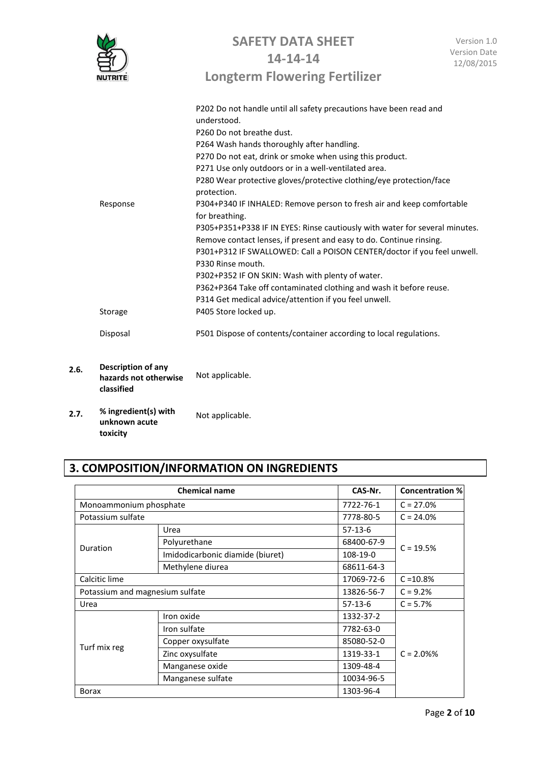| | |
|---|---|
| | P202 Do not handle until all safety precautions have been read and understood.<br>P260 Do not breathe dust.<br>P264 Wash hands thoroughly after handling.<br>P270 Do not eat, drink or smoke when using this product.<br>P271 Use only outdoors or in a well-ventilated area.<br>P280 Wear protective gloves/protective clothing/eye protection/face protection. |
| Response | P304+P340 IF INHALED: Remove person to fresh air and keep comfortable for breathing.<br>P305+P351+P338 IF IN EYES: Rinse cautiously with water for several minutes. Remove contact lenses, if present and easy to do. Continue rinsing.<br>P301+P312 IF SWALLOWED: Call a POISON CENTER/doctor if you feel unwell.<br>P330 Rinse mouth.<br>P302+P352 IF ON SKIN: Wash with plenty of water.<br>P362+P364 Take off contaminated clothing and wash it before reuse.<br>P314 Get medical advice/attention if you feel unwell. |
| Storage | P405 Store locked up. |
| Disposal | P501 Dispose of contents/container according to local regulations. |

**2.6. Description of any hazards not otherwise classified** Not applicable.

**2.7. % ingredient(s) with unknown acute toxicity** Not applicable.

## 3. COMPOSITION/INFORMATION ON INGREDIENTS

| Chemical name | | CAS-Nr. | Concentration % |
|---|---|---|---|
| Monoammonium phosphate | | 7722-76-1 | C = 27.0% |
| Potassium sulfate | | 7778-80-5 | C = 24.0% |
| Duration | Urea | 57-13-6 | C = 19.5% |
| | Polyurethane | 68400-67-9 | |
| | Imidodicarbonic diamide (biuret) | 108-19-0 | |
| | Methylene diurea | 68611-64-3 | |
| Calcitic lime | | 17069-72-6 | C =10.8% |
| Potassium and magnesium sulfate | | 13826-56-7 | C = 9.2% |
| Urea | | 57-13-6 | C = 5.7% |
| Turf mix reg | Iron oxide | 1332-37-2 | C = 2.0%% |
| | Iron sulfate | 7782-63-0 | |
| | Copper oxysulfate | 85080-52-0 | |
| | Zinc oxysulfate | 1319-33-1 | |
| | Manganese oxide | 1309-48-4 | |
| | Manganese sulfate | 10034-96-5 | |
| Borax | | 1303-96-4 | |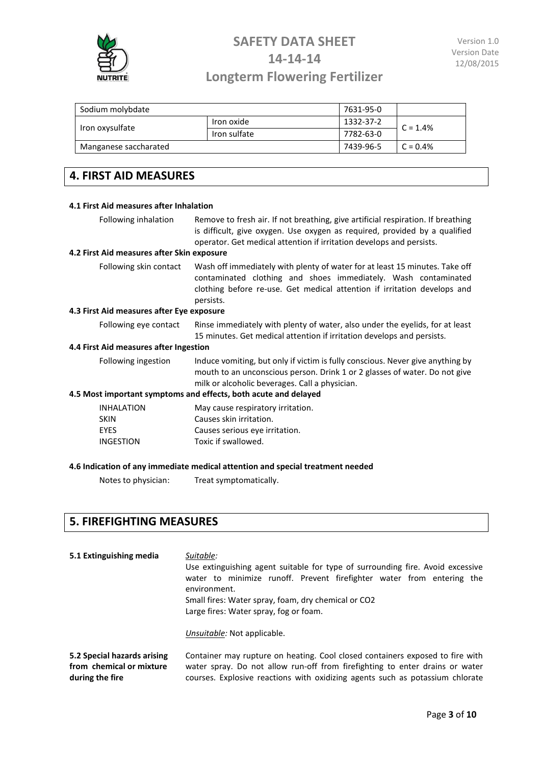| Sodium molybdate | | 7631-95-0 | |
| --- | --- | --- | --- |
| Iron oxysulfate | Iron oxide | 1332-37-2 | C = 1.4% |
| | Iron sulfate | 7782-63-0 | |
| Manganese saccharated | | 7439-96-5 | C = 0.4% |

## 4. FIRST AID MEASURES

### 4.1 First Aid measures after Inhalation

Following inhalation: Remove to fresh air. If not breathing, give artificial respiration. If breathing is difficult, give oxygen. Use oxygen as required, provided by a qualified operator. Get medical attention if irritation develops and persists.

### 4.2 First Aid measures after Skin exposure

Following skin contact: Wash off immediately with plenty of water for at least 15 minutes. Take off contaminated clothing and shoes immediately. Wash contaminated clothing before re-use. Get medical attention if irritation develops and persists.

### 4.3 First Aid measures after Eye exposure

Following eye contact: Rinse immediately with plenty of water, also under the eyelids, for at least 15 minutes. Get medical attention if irritation develops and persists.

### 4.4 First Aid measures after Ingestion

Following ingestion: Induce vomiting, but only if victim is fully conscious. Never give anything by mouth to an unconscious person. Drink 1 or 2 glasses of water. Do not give milk or alcoholic beverages. Call a physician.

### 4.5 Most important symptoms and effects, both acute and delayed

| | |
| --- | --- |
| INHALATION | May cause respiratory irritation. |
| SKIN | Causes skin irritation. |
| EYES | Causes serious eye irritation. |
| INGESTION | Toxic if swallowed. |

### 4.6 Indication of any immediate medical attention and special treatment needed

Notes to physician: Treat symptomatically.

## 5. FIREFIGHTING MEASURES

**5.1 Extinguishing media**

*Suitable:*
Use extinguishing agent suitable for type of surrounding fire. Avoid excessive water to minimize runoff. Prevent firefighter water from entering the environment.
Small fires: Water spray, foam, dry chemical or $CO_2$
Large fires: Water spray, fog or foam.

*Unsuitable:* Not applicable.

**5.2 Special hazards arising from chemical or mixture during the fire**

Container may rupture on heating. Cool closed containers exposed to fire with water spray. Do not allow run-off from firefighting to enter drains or water courses. Explosive reactions with oxidizing agents such as potassium chlorate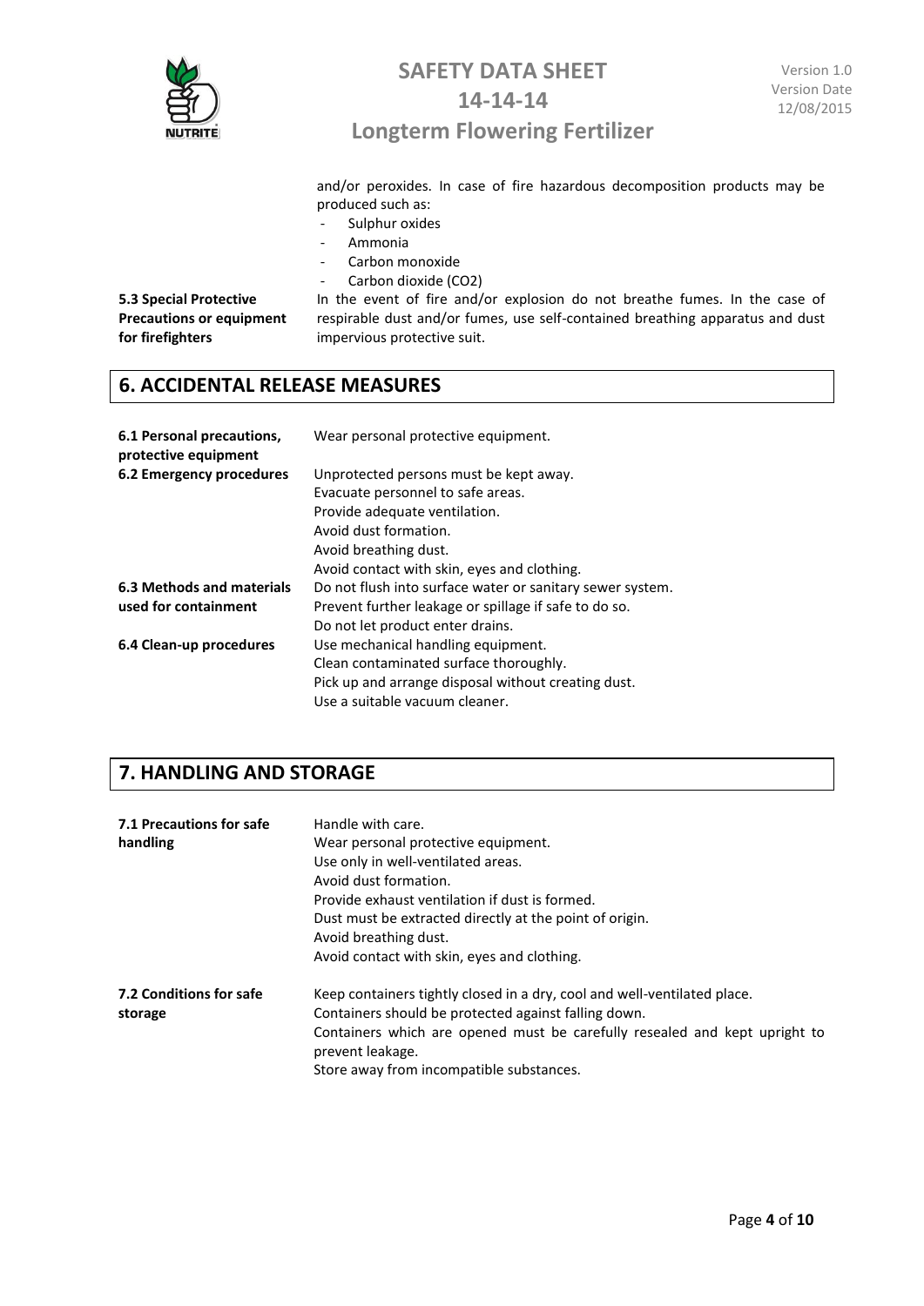and/or peroxides. In case of fire hazardous decomposition products may be produced such as:

- Sulphur oxides
- Ammonia
- Carbon monoxide
- Carbon dioxide ($CO_2$)

**5.3 Special Protective Precautions or equipment for firefighters**

In the event of fire and/or explosion do not breathe fumes. In the case of respirable dust and/or fumes, use self-contained breathing apparatus and dust impervious protective suit.

## 6. ACCIDENTAL RELEASE MEASURES

**6.1 Personal precautions, protective equipment**

Wear personal protective equipment.

**6.2 Emergency procedures**

Unprotected persons must be kept away.
Evacuate personnel to safe areas.
Provide adequate ventilation.
Avoid dust formation.
Avoid breathing dust.
Avoid contact with skin, eyes and clothing.

**6.3 Methods and materials used for containment**

Do not flush into surface water or sanitary sewer system.
Prevent further leakage or spillage if safe to do so.
Do not let product enter drains.

**6.4 Clean-up procedures**

Use mechanical handling equipment.
Clean contaminated surface thoroughly.
Pick up and arrange disposal without creating dust.
Use a suitable vacuum cleaner.

## 7. HANDLING AND STORAGE

**7.1 Precautions for safe handling**

Handle with care.
Wear personal protective equipment.
Use only in well-ventilated areas.
Avoid dust formation.
Provide exhaust ventilation if dust is formed.
Dust must be extracted directly at the point of origin.
Avoid breathing dust.
Avoid contact with skin, eyes and clothing.

**7.2 Conditions for safe storage**

Keep containers tightly closed in a dry, cool and well-ventilated place.
Containers should be protected against falling down.
Containers which are opened must be carefully resealed and kept upright to prevent leakage.
Store away from incompatible substances.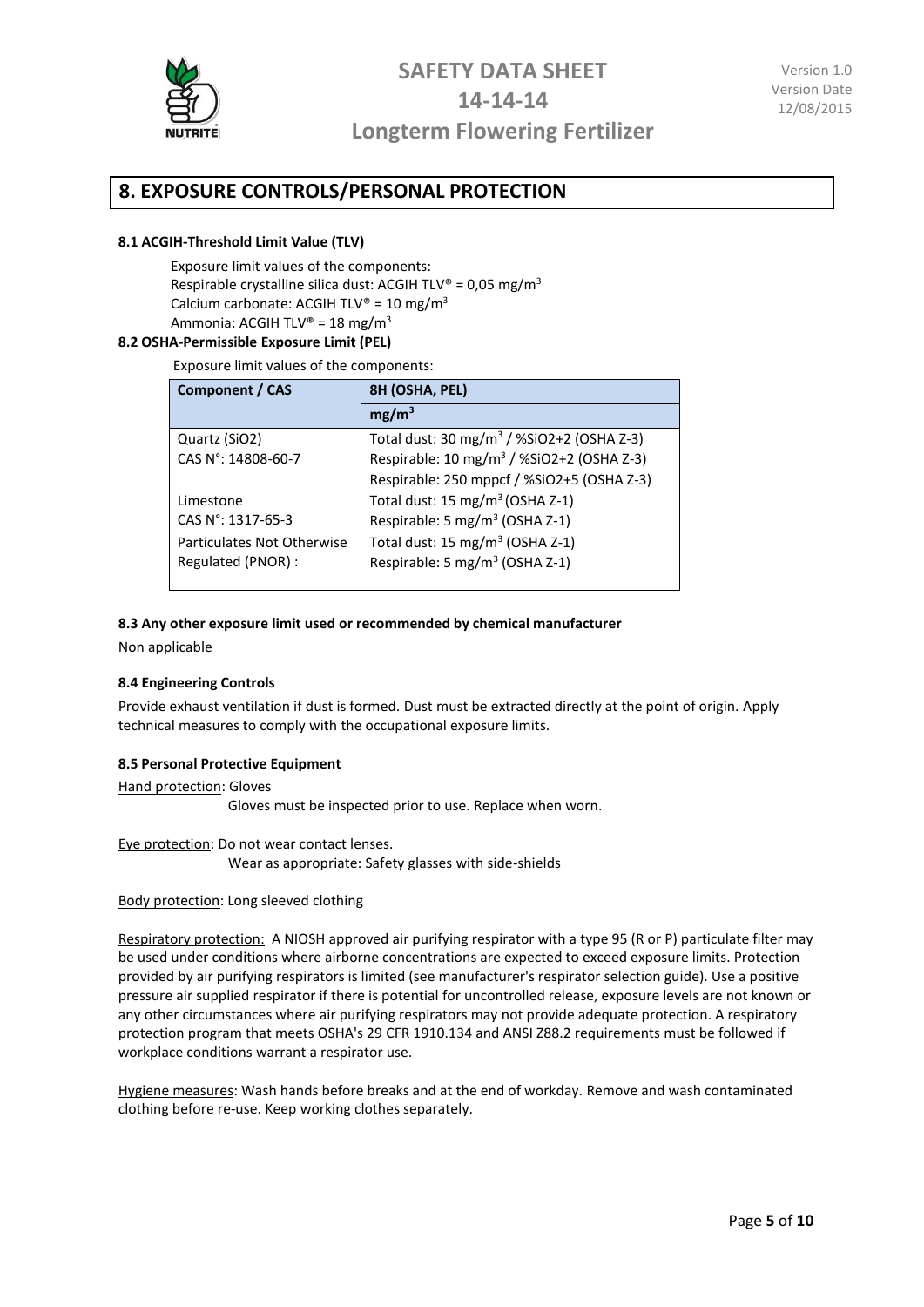## 8. EXPOSURE CONTROLS/PERSONAL PROTECTION

### 8.1 ACGIH-Threshold Limit Value (TLV)

Exposure limit values of the components:
Respirable crystalline silica dust: ACGIH TLV® = 0,05 mg/m$^3$
Calcium carbonate: ACGIH TLV® = 10 mg/m$^3$
Ammonia: ACGIH TLV® = 18 mg/m$^3$

### 8.2 OSHA-Permissible Exposure Limit (PEL)

Exposure limit values of the components:

| Component / CAS | 8H (OSHA, PEL) |
|---|---|
| | mg/m$^3$ |
| Quartz ($SiO_2$)<br>CAS N°: 14808-60-7 | Total dust: 30 mg/m$^3$ / %$SiO_2$+2 (OSHA Z-3)<br>Respirable: 10 mg/m$^3$ / %$SiO_2$+2 (OSHA Z-3)<br>Respirable: 250 mppcf / %$SiO_2$+5 (OSHA Z-3) |
| Limestone<br>CAS N°: 1317-65-3 | Total dust: 15 mg/m$^3$ (OSHA Z-1)<br>Respirable: 5 mg/m$^3$ (OSHA Z-1) |
| Particulates Not Otherwise Regulated (PNOR) : | Total dust: 15 mg/m$^3$ (OSHA Z-1)<br>Respirable: 5 mg/m$^3$ (OSHA Z-1) |

### 8.3 Any other exposure limit used or recommended by chemical manufacturer

Non applicable

### 8.4 Engineering Controls

Provide exhaust ventilation if dust is formed. Dust must be extracted directly at the point of origin. Apply technical measures to comply with the occupational exposure limits.

### 8.5 Personal Protective Equipment

Hand protection: Gloves
Gloves must be inspected prior to use. Replace when worn.

Eye protection: Do not wear contact lenses.
Wear as appropriate: Safety glasses with side-shields

Body protection: Long sleeved clothing

Respiratory protection: A NIOSH approved air purifying respirator with a type 95 (R or P) particulate filter may be used under conditions where airborne concentrations are expected to exceed exposure limits. Protection provided by air purifying respirators is limited (see manufacturer's respirator selection guide). Use a positive pressure air supplied respirator if there is potential for uncontrolled release, exposure levels are not known or any other circumstances where air purifying respirators may not provide adequate protection. A respiratory protection program that meets OSHA's 29 CFR 1910.134 and ANSI Z88.2 requirements must be followed if workplace conditions warrant a respirator use.

Hygiene measures: Wash hands before breaks and at the end of workday. Remove and wash contaminated clothing before re-use. Keep working clothes separately.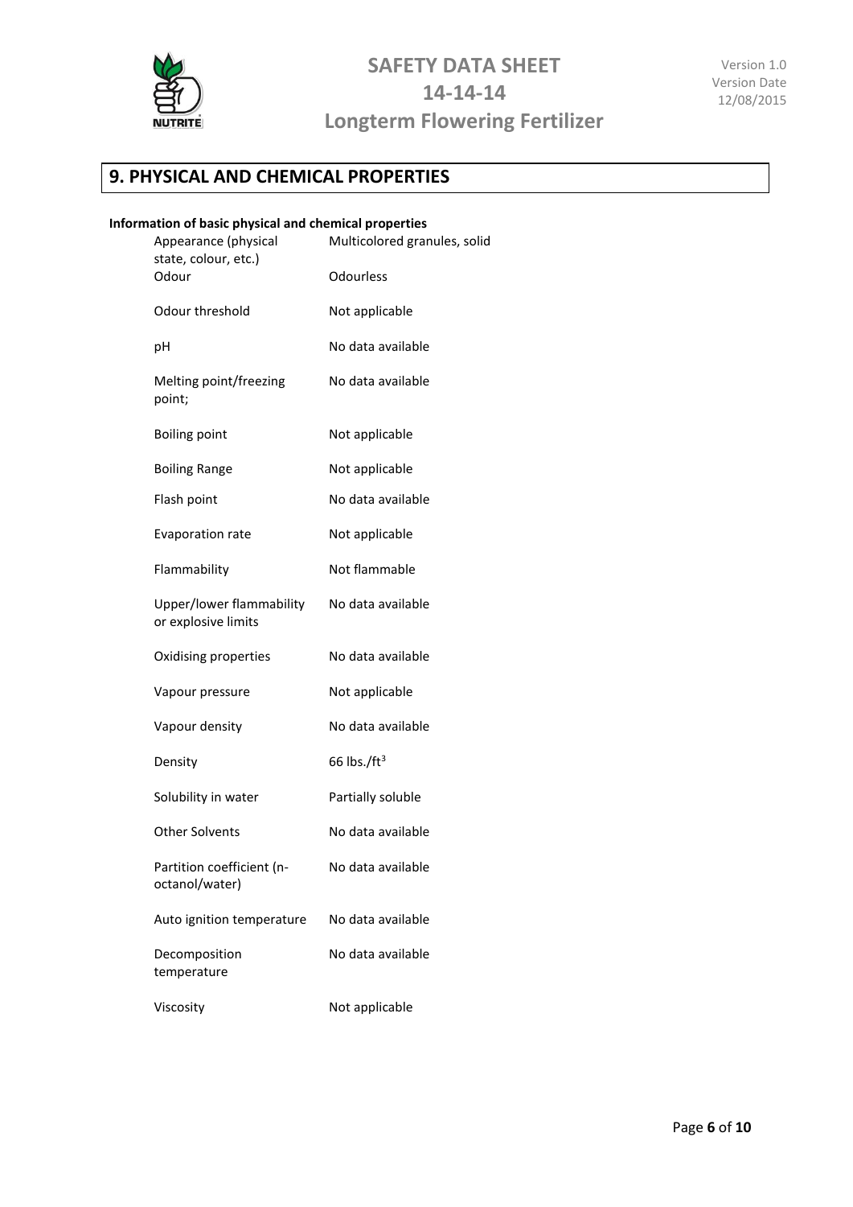## 9. PHYSICAL AND CHEMICAL PROPERTIES

**Information of basic physical and chemical properties**

| Property | Value |
|---|---|
| Appearance (physical state, colour, etc.) | Multicolored granules, solid |
| Odour | Odourless |
| Odour threshold | Not applicable |
| pH | No data available |
| Melting point/freezing point; | No data available |
| Boiling point | Not applicable |
| Boiling Range | Not applicable |
| Flash point | No data available |
| Evaporation rate | Not applicable |
| Flammability | Not flammable |
| Upper/lower flammability or explosive limits | No data available |
| Oxidising properties | No data available |
| Vapour pressure | Not applicable |
| Vapour density | No data available |
| Density | 66 lbs./$ft^3$ |
| Solubility in water | Partially soluble |
| Other Solvents | No data available |
| Partition coefficient (n-octanol/water) | No data available |
| Auto ignition temperature | No data available |
| Decomposition temperature | No data available |
| Viscosity | Not applicable |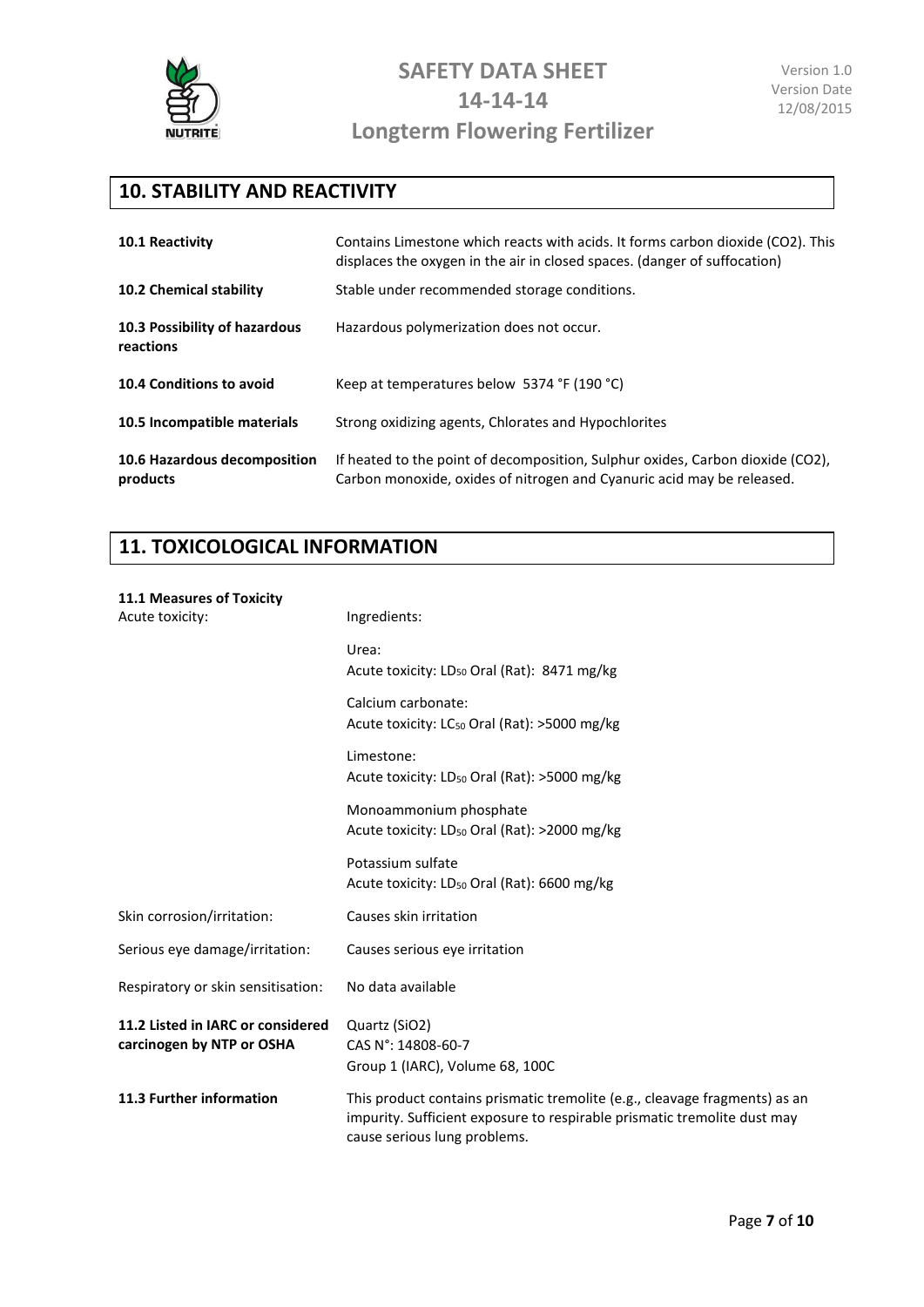## 10. STABILITY AND REACTIVITY

| | |
|---|---|
| **10.1 Reactivity** | Contains Limestone which reacts with acids. It forms carbon dioxide (CO2). This displaces the oxygen in the air in closed spaces. (danger of suffocation) |
| **10.2 Chemical stability** | Stable under recommended storage conditions. |
| **10.3 Possibility of hazardous reactions** | Hazardous polymerization does not occur. |
| **10.4 Conditions to avoid** | Keep at temperatures below 5374 °F (190 °C) |
| **10.5 Incompatible materials** | Strong oxidizing agents, Chlorates and Hypochlorites |
| **10.6 Hazardous decomposition products** | If heated to the point of decomposition, Sulphur oxides, Carbon dioxide (CO2), Carbon monoxide, oxides of nitrogen and Cyanuric acid may be released. |

## 11. TOXICOLOGICAL INFORMATION

**11.1 Measures of Toxicity**

Acute toxicity: Ingredients:

Urea:
Acute toxicity: $LD_{50}$ Oral (Rat): 8471 mg/kg

Calcium carbonate:
Acute toxicity: $LC_{50}$ Oral (Rat): >5000 mg/kg

Limestone:
Acute toxicity: $LD_{50}$ Oral (Rat): >5000 mg/kg

Monoammonium phosphate
Acute toxicity: $LD_{50}$ Oral (Rat): >2000 mg/kg

Potassium sulfate
Acute toxicity: $LD_{50}$ Oral (Rat): 6600 mg/kg

| | |
|---|---|
| Skin corrosion/irritation: | Causes skin irritation |
| Serious eye damage/irritation: | Causes serious eye irritation |
| Respiratory or skin sensitisation: | No data available |
| **11.2 Listed in IARC or considered carcinogen by NTP or OSHA** | Quartz (SiO2)<br>CAS N°: 14808-60-7<br>Group 1 (IARC), Volume 68, 100C |
| **11.3 Further information** | This product contains prismatic tremolite (e.g., cleavage fragments) as an impurity. Sufficient exposure to respirable prismatic tremolite dust may cause serious lung problems. |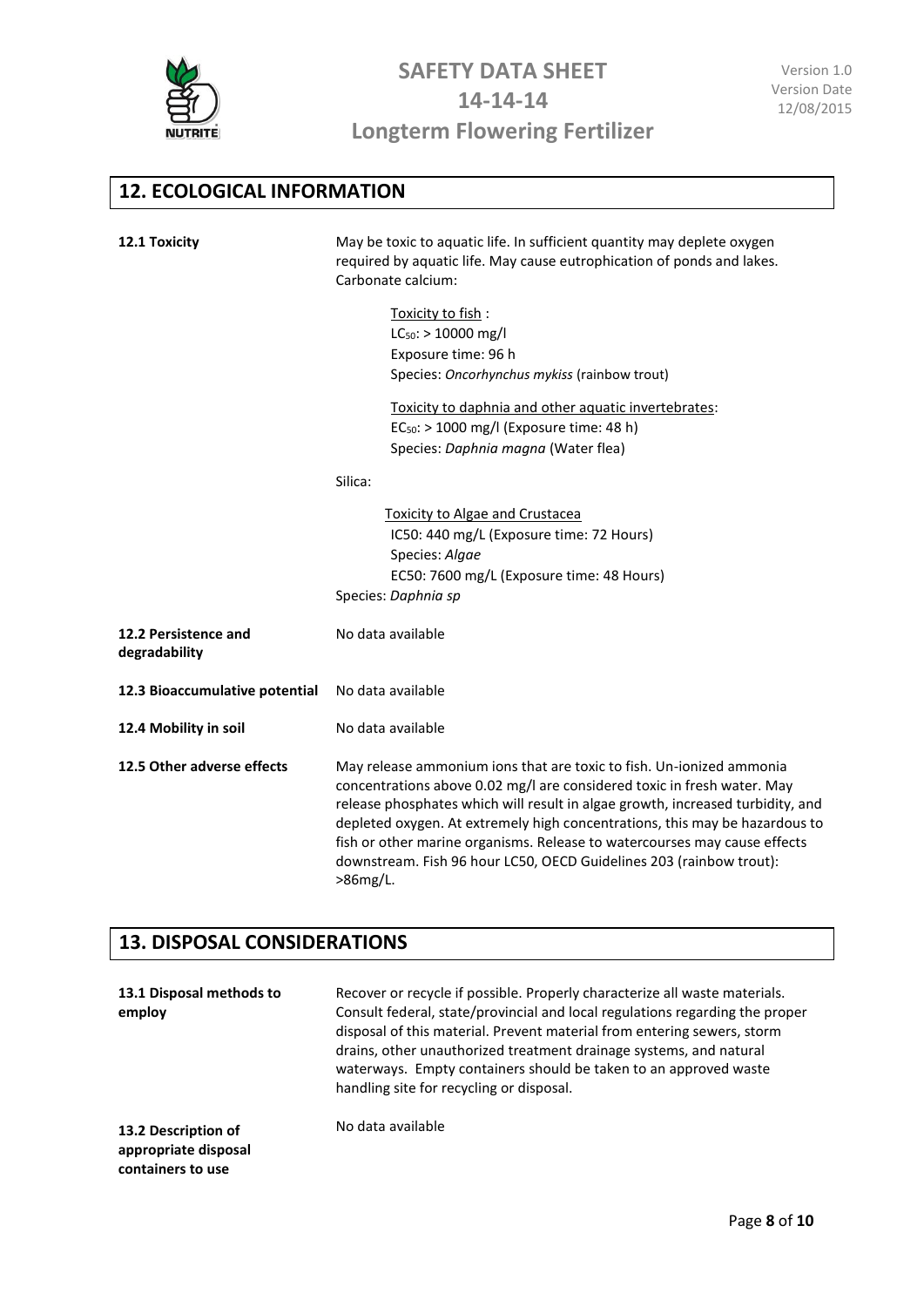## 12. ECOLOGICAL INFORMATION

**12.1 Toxicity**

May be toxic to aquatic life. In sufficient quantity may deplete oxygen required by aquatic life. May cause eutrophication of ponds and lakes.

Carbonate calcium:

Toxicity to fish :
$LC_{50}$: > 10000 mg/l
Exposure time: 96 h
Species: *Oncorhynchus mykiss* (rainbow trout)

Toxicity to daphnia and other aquatic invertebrates:
$EC_{50}$: > 1000 mg/l (Exposure time: 48 h)
Species: *Daphnia magna* (Water flea)

Silica:

Toxicity to Algae and Crustacea
IC50: 440 mg/L (Exposure time: 72 Hours)
Species: *Algae*
EC50: 7600 mg/L (Exposure time: 48 Hours)
Species: *Daphnia sp*

**12.2 Persistence and degradability**

No data available

**12.3 Bioaccumulative potential**

No data available

**12.4 Mobility in soil**

No data available

**12.5 Other adverse effects**

May release ammonium ions that are toxic to fish. Un-ionized ammonia concentrations above 0.02 mg/l are considered toxic in fresh water. May release phosphates which will result in algae growth, increased turbidity, and depleted oxygen. At extremely high concentrations, this may be hazardous to fish or other marine organisms. Release to watercourses may cause effects downstream. Fish 96 hour LC50, OECD Guidelines 203 (rainbow trout): >86mg/L.

## 13. DISPOSAL CONSIDERATIONS

**13.1 Disposal methods to employ**

Recover or recycle if possible. Properly characterize all waste materials. Consult federal, state/provincial and local regulations regarding the proper disposal of this material. Prevent material from entering sewers, storm drains, other unauthorized treatment drainage systems, and natural waterways. Empty containers should be taken to an approved waste handling site for recycling or disposal.

**13.2 Description of appropriate disposal containers to use**

No data available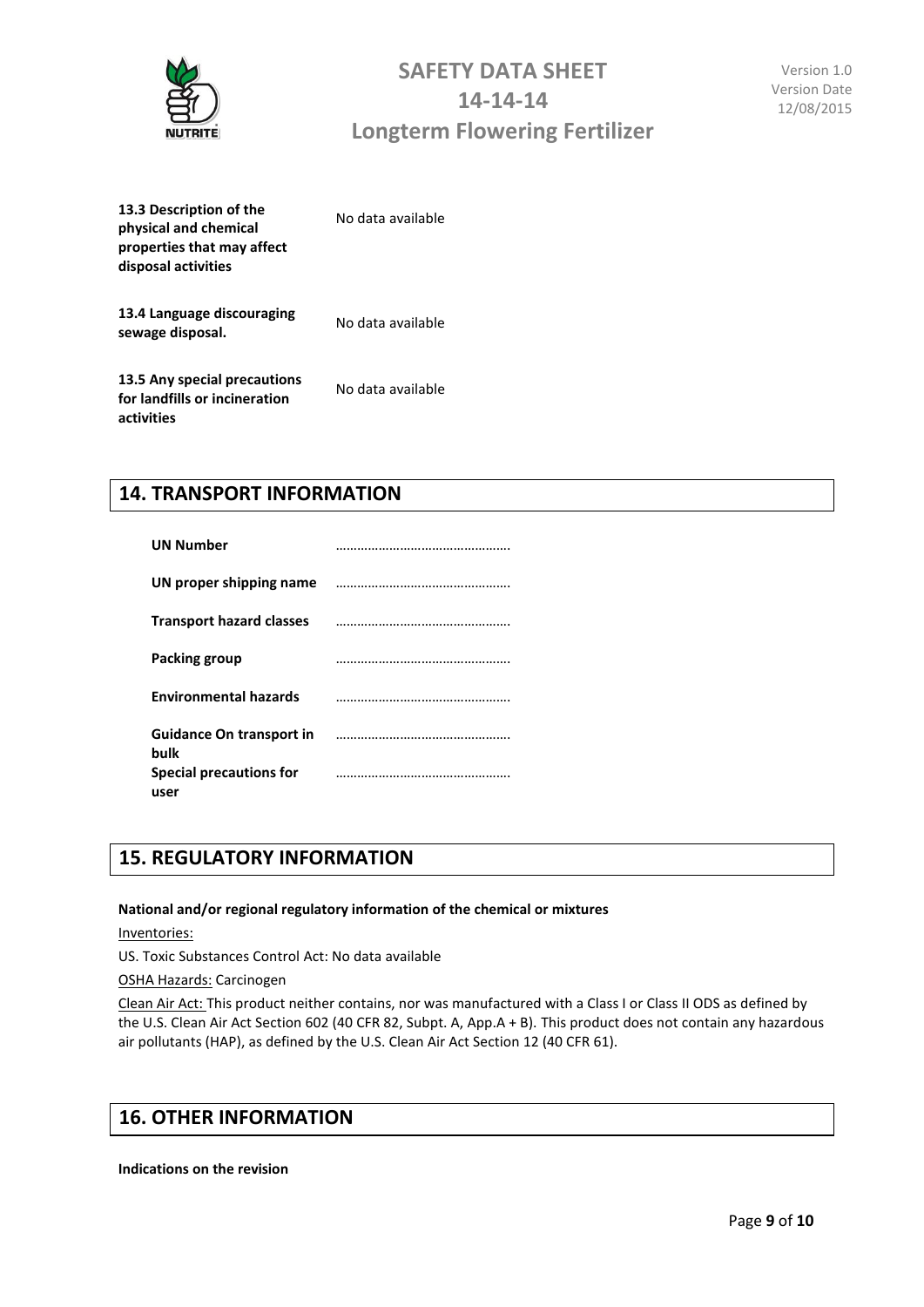| | |
|---|---|
| **13.3 Description of the physical and chemical properties that may affect disposal activities** | No data available |
| **13.4 Language discouraging sewage disposal.** | No data available |
| **13.5 Any special precautions for landfills or incineration activities** | No data available |

## 14. TRANSPORT INFORMATION

| | |
|---|---|
| **UN Number** | ………………………………………. |
| **UN proper shipping name** | ………………………………………. |
| **Transport hazard classes** | ………………………………………. |
| **Packing group** | ………………………………………. |
| **Environmental hazards** | ………………………………………. |
| **Guidance On transport in bulk** | ………………………………………. |
| **Special precautions for user** | ………………………………………. |

## 15. REGULATORY INFORMATION

**National and/or regional regulatory information of the chemical or mixtures**

Inventories:

US. Toxic Substances Control Act: No data available

OSHA Hazards: Carcinogen

Clean Air Act: This product neither contains, nor was manufactured with a Class I or Class II ODS as defined by the U.S. Clean Air Act Section 602 (40 CFR 82, Subpt. A, App.A + B). This product does not contain any hazardous air pollutants (HAP), as defined by the U.S. Clean Air Act Section 12 (40 CFR 61).

## 16. OTHER INFORMATION

**Indications on the revision**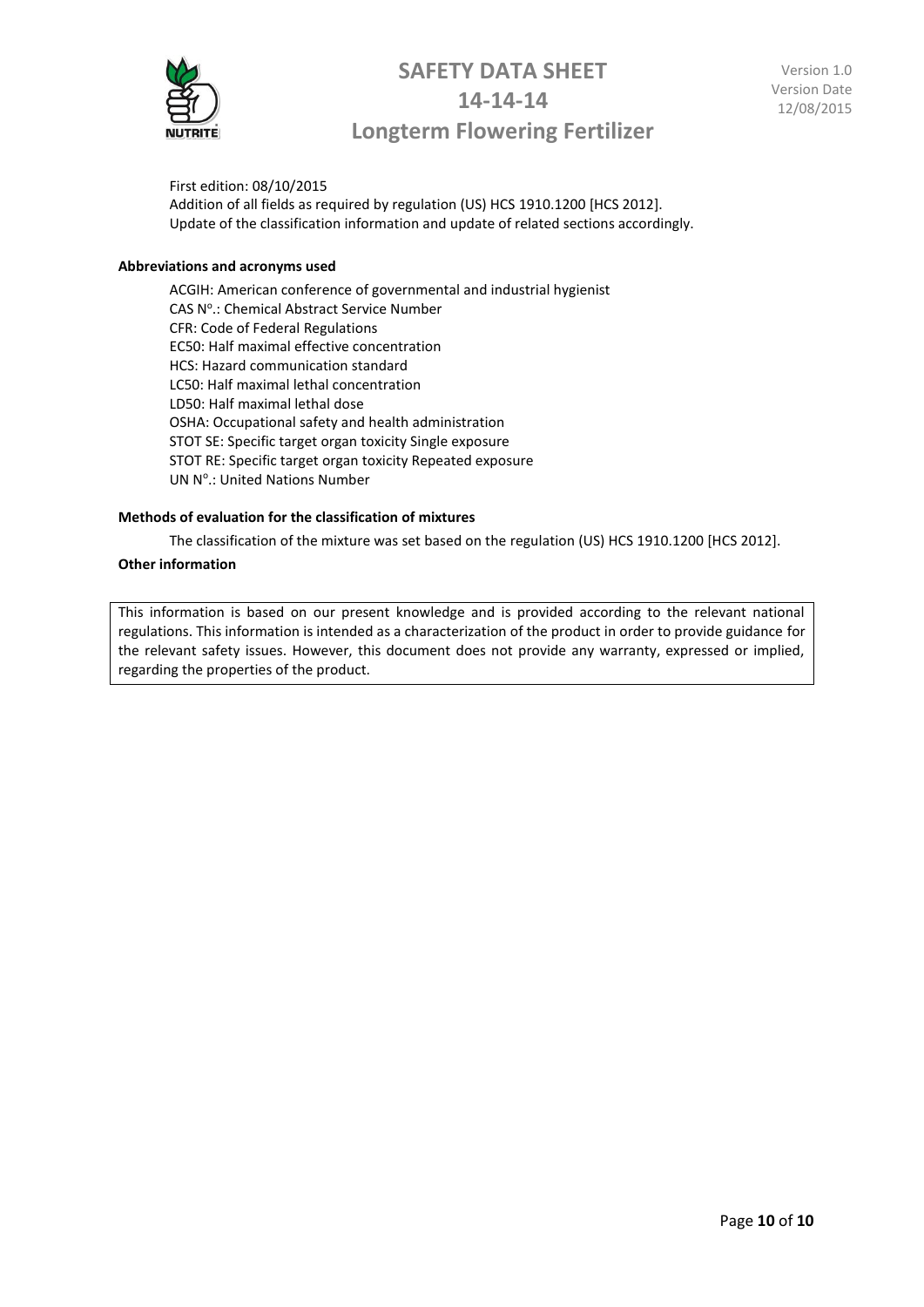First edition: 08/10/2015

Addition of all fields as required by regulation (US) HCS 1910.1200 [HCS 2012].

Update of the classification information and update of related sections accordingly.

**Abbreviations and acronyms used**

ACGIH: American conference of governmental and industrial hygienist
CAS N°.: Chemical Abstract Service Number
CFR: Code of Federal Regulations
EC50: Half maximal effective concentration
HCS: Hazard communication standard
LC50: Half maximal lethal concentration
LD50: Half maximal lethal dose
OSHA: Occupational safety and health administration
STOT SE: Specific target organ toxicity Single exposure
STOT RE: Specific target organ toxicity Repeated exposure
UN N°.: United Nations Number

**Methods of evaluation for the classification of mixtures**

The classification of the mixture was set based on the regulation (US) HCS 1910.1200 [HCS 2012].

**Other information**

This information is based on our present knowledge and is provided according to the relevant national regulations. This information is intended as a characterization of the product in order to provide guidance for the relevant safety issues. However, this document does not provide any warranty, expressed or implied, regarding the properties of the product.